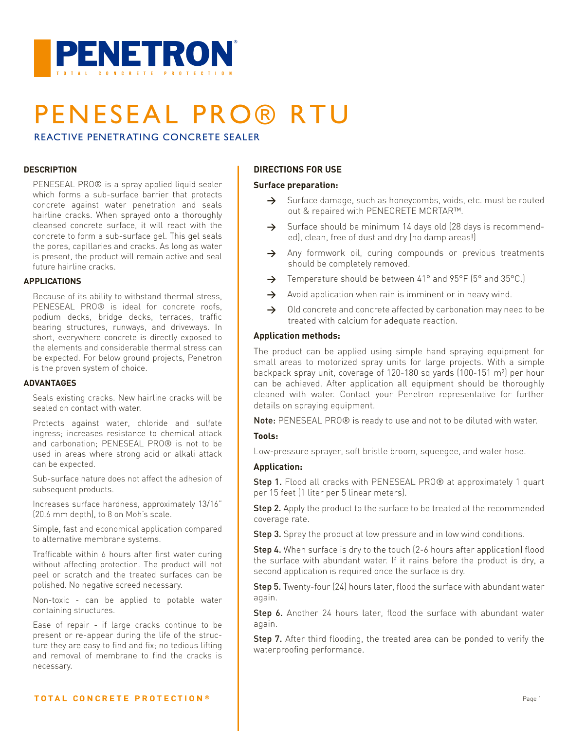# PENETRON

TOTAL CONCRETE PROTECTION

# PENESEAL PRO® RTU

## REACTIVE PENETRATING CONCRETE SEALER

### DESCRIPTION

PENESEAL PRO® is a spray applied liquid sealer which forms a sub-surface barrier that protects concrete against water penetration and seals hairline cracks. When sprayed onto a thoroughly cleansed concrete surface, it will react with the concrete to form a sub-surface gel. This gel seals the pores, capillaries and cracks. As long as water is present, the product will remain active and seal future hairline cracks.

### APPLICATIONS

Because of its ability to withstand thermal stress, PENESEAL PRO® is ideal for concrete roofs, podium decks, bridge decks, terraces, traffic bearing structures, runways, and driveways. In short, everywhere concrete is directly exposed to the elements and considerable thermal stress can be expected. For below ground projects, Penetron is the proven system of choice.

### ADVANTAGES

Seals existing cracks. New hairline cracks will be sealed on contact with water.

Protects against water, chloride and sulfate ingress; increases resistance to chemical attack and carbonation; PENESEAL PRO® is not to be used in areas where strong acid or alkali attack can be expected.

Sub-surface nature does not affect the adhesion of subsequent products.

Increases surface hardness, approximately 13/16" (20.6 mm depth), to 8 on Moh's scale.

Simple, fast and economical application compared to alternative membrane systems.

Trafficable within 6 hours after first water curing without affecting protection. The product will not peel or scratch and the treated surfaces can be polished. No negative screed necessary.

Non-toxic - can be applied to potable water containing structures.

Ease of repair - if large cracks continue to be present or re-appear during the life of the structure they are easy to find and fix; no tedious lifting and removal of membrane to find the cracks is necessary.

### DIRECTIONS FOR USE

**Surface preparation:**

- Surface damage, such as honeycombs, voids, etc. must be routed out & repaired with PENECRETE MORTAR™.
- Surface should be minimum 14 days old (28 days is recommended), clean, free of dust and dry (no damp areas!)
- Any formwork oil, curing compounds or previous treatments should be completely removed.
- Temperature should be between 41° and 95°F (5° and 35°C.)
- Avoid application when rain is imminent or in heavy wind.
- Old concrete and concrete affected by carbonation may need to be treated with calcium for adequate reaction.

**Application methods:**

The product can be applied using simple hand spraying equipment for small areas to motorized spray units for large projects. With a simple backpack spray unit, coverage of 120-180 sq yards (100-151 m²) per hour can be achieved. After application all equipment should be thoroughly cleaned with water. Contact your Penetron representative for further details on spraying equipment.

**Note:** PENESEAL PRO® is ready to use and not to be diluted with water.

**Tools:**

Low-pressure sprayer, soft bristle broom, squeegee, and water hose.

**Application:**

**Step 1.** Flood all cracks with PENESEAL PRO® at approximately 1 quart per 15 feet (1 liter per 5 linear meters).

**Step 2.** Apply the product to the surface to be treated at the recommended coverage rate.

**Step 3.** Spray the product at low pressure and in low wind conditions.

**Step 4.** When surface is dry to the touch (2-6 hours after application) flood the surface with abundant water. If it rains before the product is dry, a second application is required once the surface is dry.

**Step 5.** Twenty-four (24) hours later, flood the surface with abundant water again.

**Step 6.** Another 24 hours later, flood the surface with abundant water again.

**Step 7.** After third flooding, the treated area can be ponded to verify the waterproofing performance.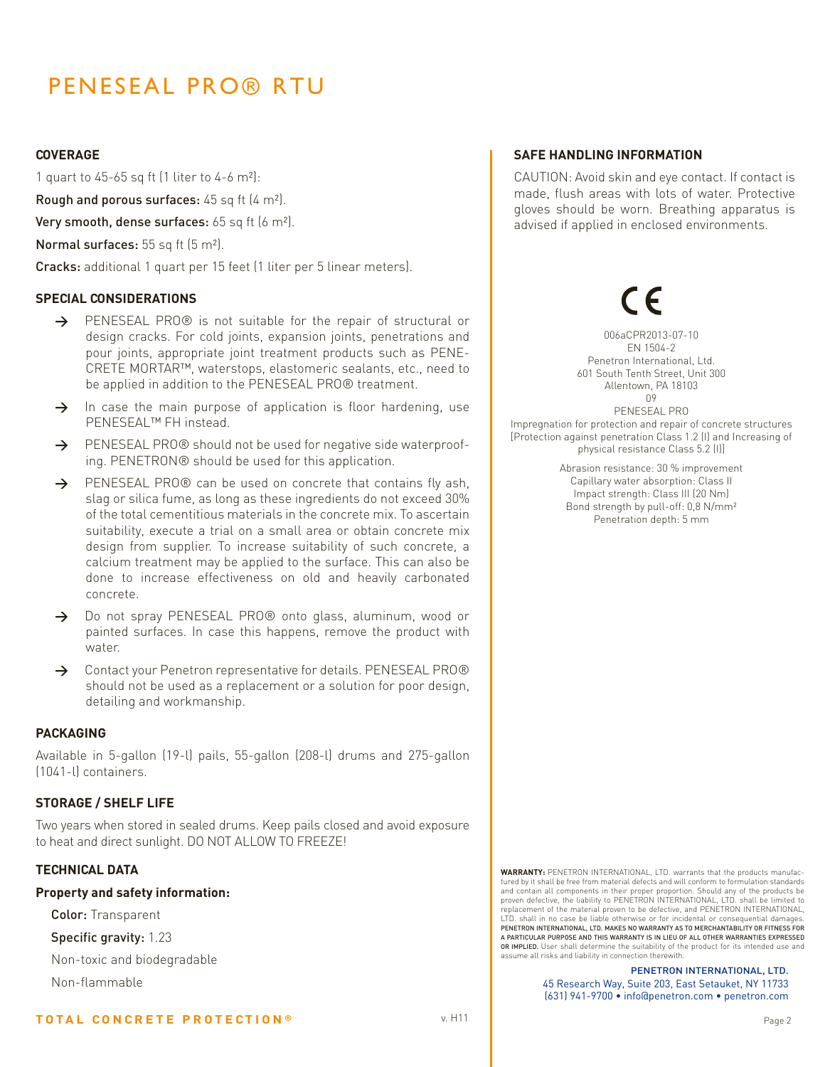# PENESEAL PRO® RTU

## COVERAGE

1 quart to 45-65 sq ft (1 liter to 4-6 m²):

**Rough and porous surfaces:** 45 sq ft (4 m²).

**Very smooth, dense surfaces:** 65 sq ft (6 m²).

**Normal surfaces:** 55 sq ft (5 m²).

**Cracks:** additional 1 quart per 15 feet (1 liter per 5 linear meters).

## SPECIAL CONSIDERATIONS

- PENESEAL PRO® is not suitable for the repair of structural or design cracks. For cold joints, expansion joints, penetrations and pour joints, appropriate joint treatment products such as PENECRETE MORTAR™, waterstops, elastomeric sealants, etc., need to be applied in addition to the PENESEAL PRO® treatment.
- In case the main purpose of application is floor hardening, use PENESEAL™ FH instead.
- PENESEAL PRO® should not be used for negative side waterproofing. PENETRON® should be used for this application.
- PENESEAL PRO® can be used on concrete that contains fly ash, slag or silica fume, as long as these ingredients do not exceed 30% of the total cementitious materials in the concrete mix. To ascertain suitability, execute a trial on a small area or obtain concrete mix design from supplier. To increase suitability of such concrete, a calcium treatment may be applied to the surface. This can also be done to increase effectiveness on old and heavily carbonated concrete.
- Do not spray PENESEAL PRO® onto glass, aluminum, wood or painted surfaces. In case this happens, remove the product with water.
- Contact your Penetron representative for details. PENESEAL PRO® should not be used as a replacement or a solution for poor design, detailing and workmanship.

## PACKAGING

Available in 5-gallon (19-l) pails, 55-gallon (208-l) drums and 275-gallon (1041-l) containers.

## STORAGE / SHELF LIFE

Two years when stored in sealed drums. Keep pails closed and avoid exposure to heat and direct sunlight. DO NOT ALLOW TO FREEZE!

## TECHNICAL DATA

### Property and safety information:

**Color:** Transparent

**Specific gravity:** 1.23

Non-toxic and biodegradable

Non-flammable

## SAFE HANDLING INFORMATION

CAUTION: Avoid skin and eye contact. If contact is made, flush areas with lots of water. Protective gloves should be worn. Breathing apparatus is advised if applied in enclosed environments.

CE

006aCPR2013-07-10
EN 1504-2
Penetron International, Ltd.
601 South Tenth Street, Unit 300
Allentown, PA 18103
09
PENESEAL PRO
Impregnation for protection and repair of concrete structures
(Protection against penetration Class 1.2 (I) and Increasing of physical resistance Class 5.2 (I))

Abrasion resistance: 30 % improvement
Capillary water absorption: Class II
Impact strength: Class III (20 Nm)
Bond strength by pull-off: 0,8 N/mm²
Penetration depth: 5 mm

**WARRANTY:** PENETRON INTERNATIONAL, LTD. warrants that the products manufactured by it shall be free from material defects and will conform to formulation standards and contain all components in their proper proportion. Should any of the products be proven defective, the liability to PENETRON INTERNATIONAL, LTD. shall be limited to replacement of the material proven to be defective, and PENETRON INTERNATIONAL, LTD. shall in no case be liable otherwise or for incidental or consequential damages. **PENETRON INTERNATIONAL, LTD. MAKES NO WARRANTY AS TO MERCHANTABILITY OR FITNESS FOR A PARTICULAR PURPOSE AND THIS WARRANTY IS IN LIEU OF ALL OTHER WARRANTIES EXPRESSED OR IMPLIED.** User shall determine the suitability of the product for its intended use and assume all risks and liability in connection therewith.

PENETRON INTERNATIONAL, LTD.
45 Research Way, Suite 203, East Setauket, NY 11733
(631) 941-9700 • info@penetron.com • penetron.com

**TOTAL CONCRETE PROTECTION®**

v. H11